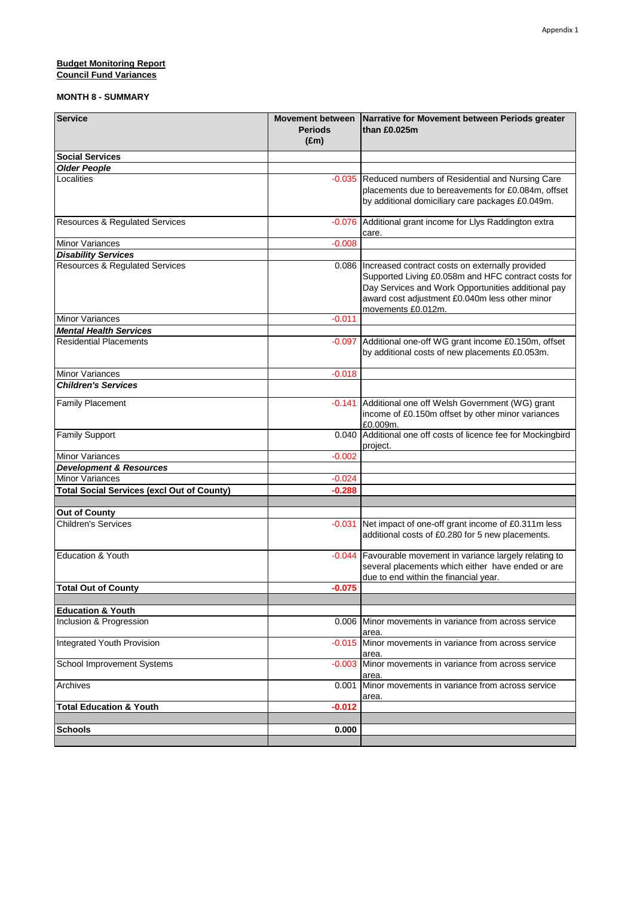Appendix 1

**Budget Monitoring Report**
**Council Fund Variances**

**MONTH 8 - SUMMARY**

| Service | Movement between Periods (£m) | Narrative for Movement between Periods greater than £0.025m |
|---|---|---|
| **Social Services** | | |
| ***Older People*** | | |
| Localities | -0.035 | Reduced numbers of Residential and Nursing Care placements due to bereavements for £0.084m, offset by additional domiciliary care packages £0.049m. |
| Resources & Regulated Services | -0.076 | Additional grant income for Llys Raddington extra care. |
| Minor Variances | -0.008 | |
| ***Disability Services*** | | |
| Resources & Regulated Services | 0.086 | Increased contract costs on externally provided Supported Living £0.058m and HFC contract costs for Day Services and Work Opportunities additional pay award cost adjustment £0.040m less other minor movements £0.012m. |
| Minor Variances | -0.011 | |
| ***Mental Health Services*** | | |
| Residential Placements | -0.097 | Additional one-off WG grant income £0.150m, offset by additional costs of new placements £0.053m. |
| Minor Variances | -0.018 | |
| ***Children's Services*** | | |
| Family Placement | -0.141 | Additional one off Welsh Government (WG) grant income of £0.150m offset by other minor variances £0.009m. |
| Family Support | 0.040 | Additional one off costs of licence fee for Mockingbird project. |
| Minor Variances | -0.002 | |
| ***Development & Resources*** | | |
| Minor Variances | -0.024 | |
| **Total Social Services (excl Out of County)** | **-0.288** | |
| | | |
| **Out of County** | | |
| Children's Services | -0.031 | Net impact of one-off grant income of £0.311m less additional costs of £0.280 for 5 new placements. |
| Education & Youth | -0.044 | Favourable movement in variance largely relating to several placements which either have ended or are due to end within the financial year. |
| **Total Out of County** | **-0.075** | |
| | | |
| **Education & Youth** | | |
| Inclusion & Progression | 0.006 | Minor movements in variance from across service area. |
| Integrated Youth Provision | -0.015 | Minor movements in variance from across service area. |
| School Improvement Systems | -0.003 | Minor movements in variance from across service area. |
| Archives | 0.001 | Minor movements in variance from across service area. |
| **Total Education & Youth** | **-0.012** | |
| | | |
| **Schools** | **0.000** | |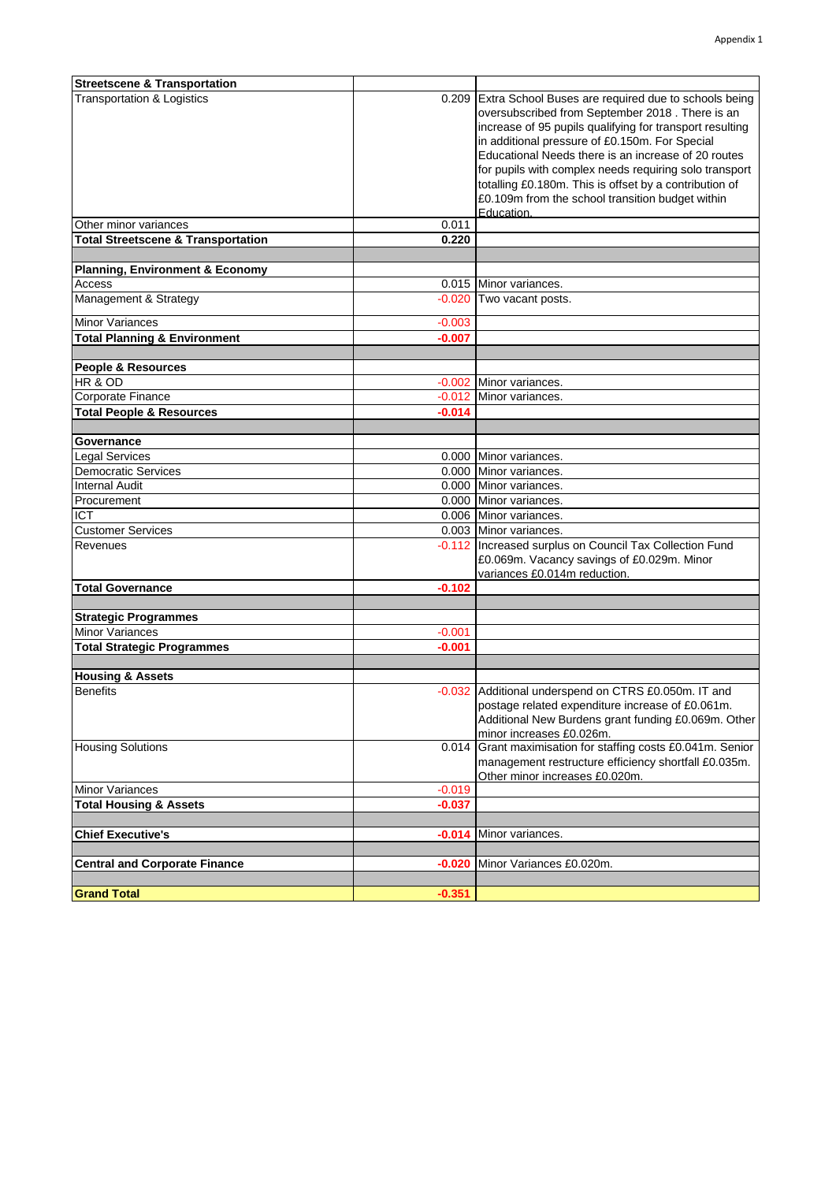| Streetscene & Transportation | | |
|---|---|---|
| Transportation & Logistics | 0.209 | Extra School Buses are required due to schools being oversubscribed from September 2018 . There is an increase of 95 pupils qualifying for transport resulting in additional pressure of £0.150m. For Special Educational Needs there is an increase of 20 routes for pupils with complex needs requiring solo transport totalling £0.180m. This is offset by a contribution of £0.109m from the school transition budget within Education. |
| Other minor variances | 0.011 | |
| **Total Streetscene & Transportation** | **0.220** | |
| | | |
| **Planning, Environment & Economy** | | |
| Access | 0.015 | Minor variances. |
| Management & Strategy | -0.020 | Two vacant posts. |
| Minor Variances | -0.003 | |
| **Total Planning & Environment** | **-0.007** | |
| | | |
| **People & Resources** | | |
| HR & OD | -0.002 | Minor variances. |
| Corporate Finance | -0.012 | Minor variances. |
| **Total People & Resources** | **-0.014** | |
| | | |
| **Governance** | | |
| Legal Services | 0.000 | Minor variances. |
| Democratic Services | 0.000 | Minor variances. |
| Internal Audit | 0.000 | Minor variances. |
| Procurement | 0.000 | Minor variances. |
| ICT | 0.006 | Minor variances. |
| Customer Services | 0.003 | Minor variances. |
| Revenues | -0.112 | Increased surplus on Council Tax Collection Fund £0.069m. Vacancy savings of £0.029m. Minor variances £0.014m reduction. |
| **Total Governance** | **-0.102** | |
| | | |
| **Strategic Programmes** | | |
| Minor Variances | -0.001 | |
| **Total Strategic Programmes** | **-0.001** | |
| | | |
| **Housing & Assets** | | |
| Benefits | -0.032 | Additional underspend on CTRS £0.050m. IT and postage related expenditure increase of £0.061m. Additional New Burdens grant funding £0.069m. Other minor increases £0.026m. |
| Housing Solutions | 0.014 | Grant maximisation for staffing costs £0.041m. Senior management restructure efficiency shortfall £0.035m. Other minor increases £0.020m. |
| Minor Variances | -0.019 | |
| **Total Housing & Assets** | **-0.037** | |
| | | |
| **Chief Executive's** | **-0.014** | Minor variances. |
| | | |
| **Central and Corporate Finance** | **-0.020** | Minor Variances £0.020m. |
| | | |
| **Grand Total** | **-0.351** | |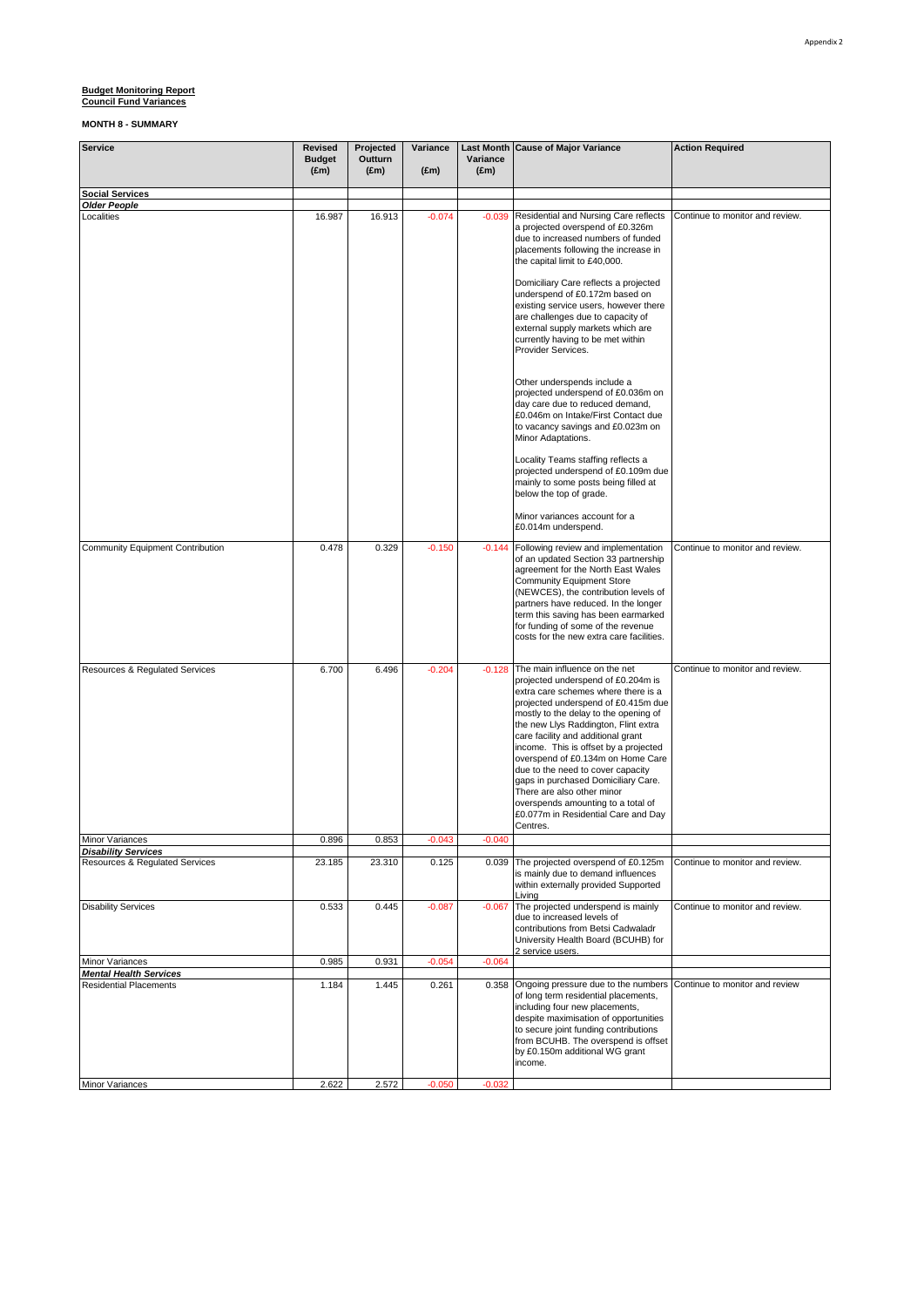**Budget Monitoring Report**
**Council Fund Variances**

**MONTH 8 - SUMMARY**

| Service | Revised Budget (£m) | Projected Outturn (£m) | Variance (£m) | Last Month Variance (£m) | Cause of Major Variance | Action Required |
|---|---|---|---|---|---|---|
| **Social Services** | | | | | | |
| ***Older People*** | | | | | | |
| Localities | 16.987 | 16.913 | -0.074 | -0.039 | Residential and Nursing Care reflects a projected overspend of £0.326m due to increased numbers of funded placements following the increase in the capital limit to £40,000. Domiciliary Care reflects a projected underspend of £0.172m based on existing service users, however there are challenges due to capacity of external supply markets which are currently having to be met within Provider Services. Other underspends include a projected underspend of £0.036m on day care due to reduced demand, £0.046m on Intake/First Contact due to vacancy savings and £0.023m on Minor Adaptations. Locality Teams staffing reflects a projected underspend of £0.109m due mainly to some posts being filled at below the top of grade. Minor variances account for a £0.014m underspend. | Continue to monitor and review. |
| Community Equipment Contribution | 0.478 | 0.329 | -0.150 | -0.144 | Following review and implementation of an updated Section 33 partnership agreement for the North East Wales Community Equipment Store (NEWCES), the contribution levels of partners have reduced. In the longer term this saving has been earmarked for funding of some of the revenue costs for the new extra care facilities. | Continue to monitor and review. |
| Resources & Regulated Services | 6.700 | 6.496 | -0.204 | -0.128 | The main influence on the net projected underspend of £0.204m is extra care schemes where there is a projected underspend of £0.415m due mostly to the delay to the opening of the new Llys Raddington, Flint extra care facility and additional grant income. This is offset by a projected overspend of £0.134m on Home Care due to the need to cover capacity gaps in purchased Domiciliary Care. There are also other minor overspends amounting to a total of £0.077m in Residential Care and Day Centres. | Continue to monitor and review. |
| Minor Variances | 0.896 | 0.853 | -0.043 | -0.040 | | |
| ***Disability Services*** | | | | | | |
| Resources & Regulated Services | 23.185 | 23.310 | 0.125 | 0.039 | The projected overspend of £0.125m is mainly due to demand influences within externally provided Supported Living | Continue to monitor and review. |
| Disability Services | 0.533 | 0.445 | -0.087 | -0.067 | The projected underspend is mainly due to increased levels of contributions from Betsi Cadwaladr University Health Board (BCUHB) for 2 service users. | Continue to monitor and review. |
| Minor Variances | 0.985 | 0.931 | -0.054 | -0.064 | | |
| ***Mental Health Services*** | | | | | | |
| Residential Placements | 1.184 | 1.445 | 0.261 | 0.358 | Ongoing pressure due to the numbers of long term residential placements, including four new placements, despite maximisation of opportunities to secure joint funding contributions from BCUHB. The overspend is offset by £0.150m additional WG grant income. | Continue to monitor and review |
| Minor Variances | 2.622 | 2.572 | -0.050 | -0.032 | | |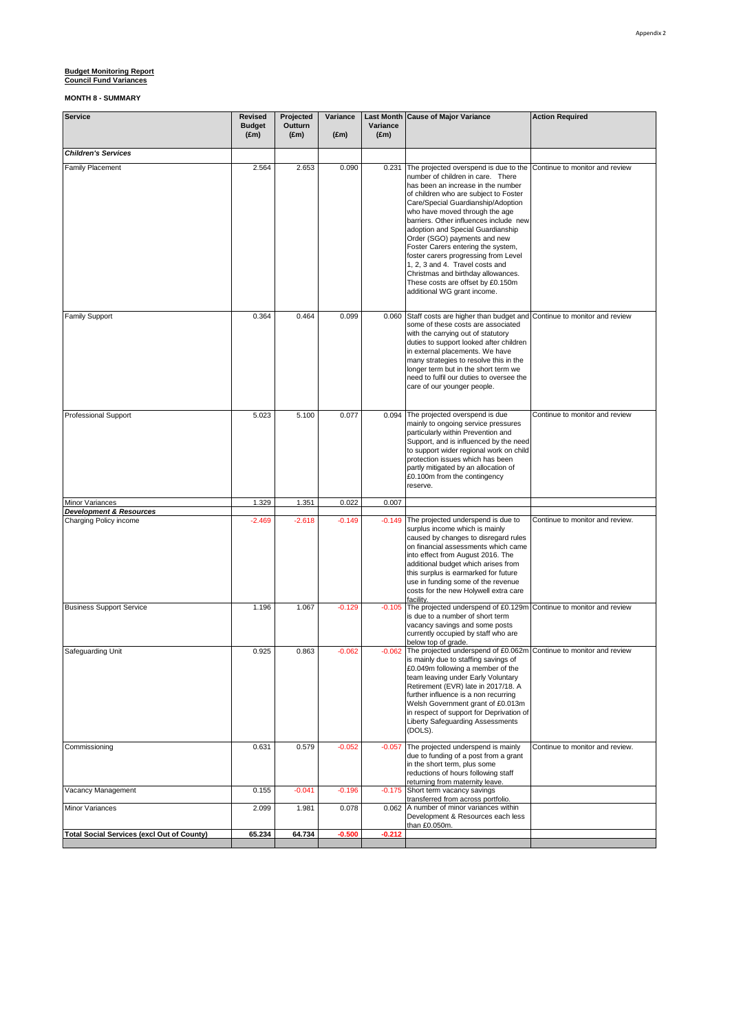Appendix 2

**Budget Monitoring Report**
**Council Fund Variances**

**MONTH 8 - SUMMARY**

| Service | Revised Budget (£m) | Projected Outturn (£m) | Variance (£m) | Last Month Variance (£m) | Cause of Major Variance | Action Required |
|---|---|---|---|---|---|---|
| ***Children's Services*** | | | | | | |
| Family Placement | 2.564 | 2.653 | 0.090 | 0.231 | The projected overspend is due to the number of children in care. There has been an increase in the number of children who are subject to Foster Care/Special Guardianship/Adoption who have moved through the age barriers. Other influences include new adoption and Special Guardianship Order (SGO) payments and new Foster Carers entering the system, foster carers progressing from Level 1, 2, 3 and 4. Travel costs and Christmas and birthday allowances. These costs are offset by £0.150m additional WG grant income. | Continue to monitor and review |
| Family Support | 0.364 | 0.464 | 0.099 | 0.060 | Staff costs are higher than budget and some of these costs are associated with the carrying out of statutory duties to support looked after children in external placements. We have many strategies to resolve this in the longer term but in the short term we need to fulfil our duties to oversee the care of our younger people. | Continue to monitor and review |
| Professional Support | 5.023 | 5.100 | 0.077 | 0.094 | The projected overspend is due mainly to ongoing service pressures particularly within Prevention and Support, and is influenced by the need to support wider regional work on child protection issues which has been partly mitigated by an allocation of £0.100m from the contingency reserve. | Continue to monitor and review |
| Minor Variances | 1.329 | 1.351 | 0.022 | 0.007 | | |
| ***Development & Resources*** | | | | | | |
| Charging Policy income | -2.469 | -2.618 | -0.149 | -0.149 | The projected underspend is due to surplus income which is mainly caused by changes to disregard rules on financial assessments which came into effect from August 2016. The additional budget which arises from this surplus is earmarked for future use in funding some of the revenue costs for the new Holywell extra care facility. | Continue to monitor and review. |
| Business Support Service | 1.196 | 1.067 | -0.129 | -0.105 | The projected underspend of £0.129m is due to a number of short term vacancy savings and some posts currently occupied by staff who are below top of grade. | Continue to monitor and review |
| Safeguarding Unit | 0.925 | 0.863 | -0.062 | -0.062 | The projected underspend of £0.062m is mainly due to staffing savings of £0.049m following a member of the team leaving under Early Voluntary Retirement (EVR) late in 2017/18. A further influence is a non recurring Welsh Government grant of £0.013m in respect of support for Deprivation of Liberty Safeguarding Assessments (DOLS). | Continue to monitor and review |
| Commissioning | 0.631 | 0.579 | -0.052 | -0.057 | The projected underspend is mainly due to funding of a post from a grant in the short term, plus some reductions of hours following staff returning from maternity leave. | Continue to monitor and review. |
| Vacancy Management | 0.155 | -0.041 | -0.196 | -0.175 | Short term vacancy savings transferred from across portfolio. | |
| Minor Variances | 2.099 | 1.981 | 0.078 | 0.062 | A number of minor variances within Development & Resources each less than £0.050m. | |
| **Total Social Services (excl Out of County)** | **65.234** | **64.734** | **-0.500** | **-0.212** | | |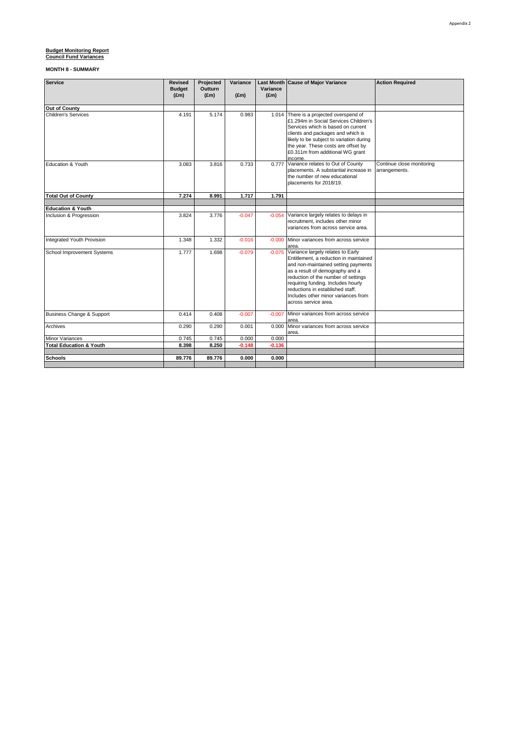Appendix 2

**Budget Monitoring Report**
**Council Fund Variances**

**MONTH 8 - SUMMARY**

| Service | Revised Budget (£m) | Projected Outturn (£m) | Variance (£m) | Last Month Variance (£m) | Cause of Major Variance | Action Required |
|---|---|---|---|---|---|---|
| **Out of County** | | | | | | |
| Children's Services | 4.191 | 5.174 | 0.983 | 1.014 | There is a projected overspend of £1.294m in Social Services Children's Services which is based on current clients and packages and which is likely to be subject to variation during the year. These costs are offset by £0.311m from additional WG grant income. | |
| Education & Youth | 3.083 | 3.816 | 0.733 | 0.777 | Variance relates to Out of County placements. A substantial increase in the number of new educational placements for 2018/19. | Continue close monitoring arrangements. |
| **Total Out of County** | **7.274** | **8.991** | **1.717** | **1.791** | | |
| | | | | | | |
| **Education & Youth** | | | | | | |
| Inclusion & Progression | 3.824 | 3.776 | -0.047 | -0.054 | Variance largely relates to delays in recruitment, includes other minor variances from across service area. | |
| Integrated Youth Provision | 1.348 | 1.332 | -0.016 | -0.000 | Minor variances from across service area. | |
| School Improvement Systems | 1.777 | 1.698 | -0.079 | -0.075 | Variance largely relates to Early Entitlement, a reduction in maintained and non-maintained setting payments as a result of demography and a reduction of the number of settings requiring funding. Includes hourly reductions in established staff. Includes other minor variances from across service area. | |
| Business Change & Support | 0.414 | 0.408 | -0.007 | -0.007 | Minor variances from across service area. | |
| Archives | 0.290 | 0.290 | 0.001 | 0.000 | Minor variances from across service area. | |
| Minor Variances | 0.745 | 0.745 | 0.000 | 0.000 | | |
| **Total Education & Youth** | **8.398** | **8.250** | **-0.148** | **-0.136** | | |
| | | | | | | |
| **Schools** | **89.776** | **89.776** | **0.000** | **0.000** | | |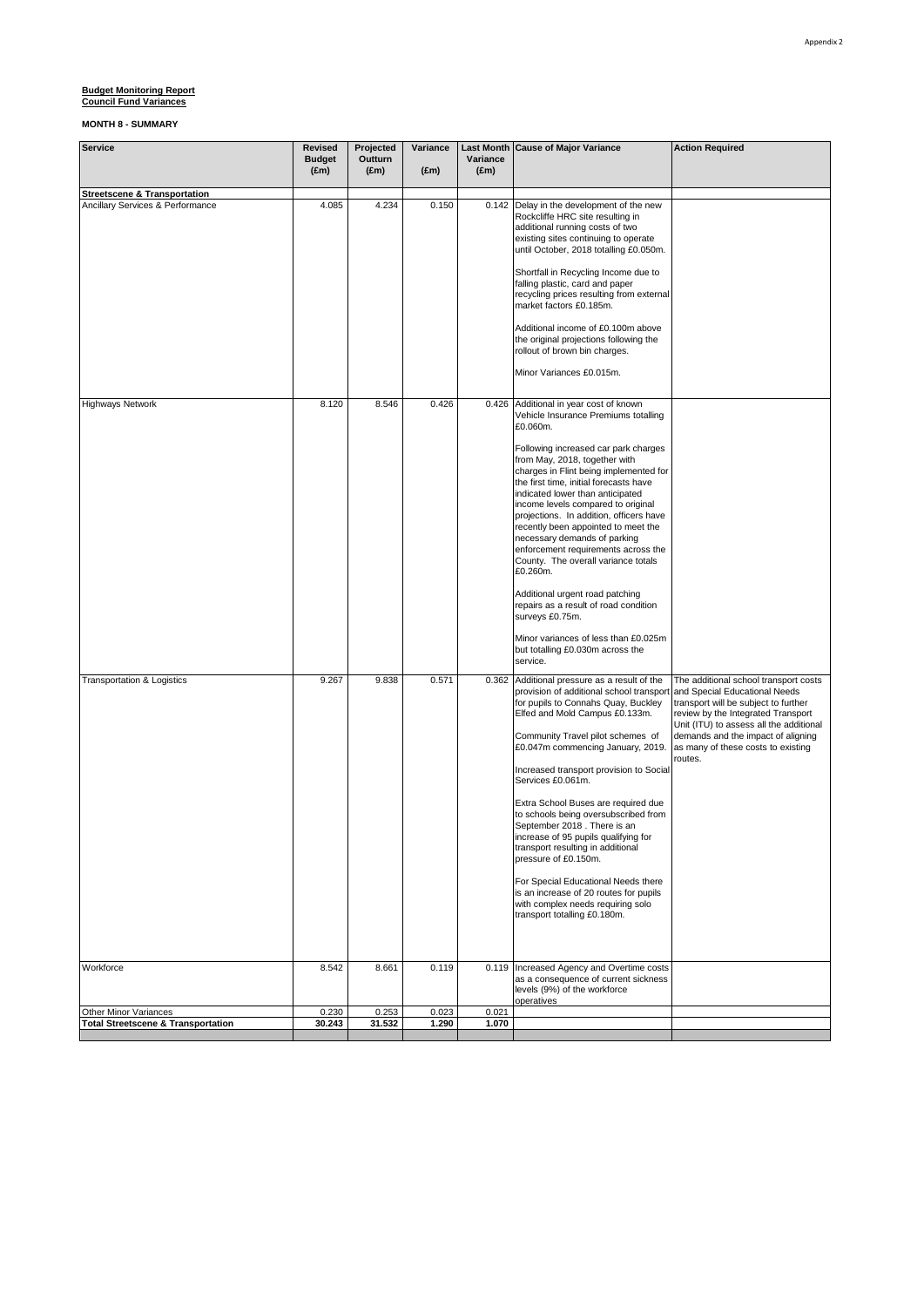**Budget Monitoring Report**
**Council Fund Variances**

**MONTH 8 - SUMMARY**

| Service | Revised Budget (£m) | Projected Outturn (£m) | Variance (£m) | Last Month Variance (£m) | Cause of Major Variance | Action Required |
|---|---|---|---|---|---|---|
| **Streetscene & Transportation** | | | | | | |
| Ancillary Services & Performance | 4.085 | 4.234 | 0.150 | 0.142 | Delay in the development of the new Rockcliffe HRC site resulting in additional running costs of two existing sites continuing to operate until October, 2018 totalling £0.050m.<br><br>Shortfall in Recycling Income due to falling plastic, card and paper recycling prices resulting from external market factors £0.185m.<br><br>Additional income of £0.100m above the original projections following the rollout of brown bin charges.<br><br>Minor Variances £0.015m. | |
| Highways Network | 8.120 | 8.546 | 0.426 | 0.426 | Additional in year cost of known Vehicle Insurance Premiums totalling £0.060m.<br><br>Following increased car park charges from May, 2018, together with charges in Flint being implemented for the first time, initial forecasts have indicated lower than anticipated income levels compared to original projections. In addition, officers have recently been appointed to meet the necessary demands of parking enforcement requirements across the County. The overall variance totals £0.260m.<br><br>Additional urgent road patching repairs as a result of road condition surveys £0.75m.<br><br>Minor variances of less than £0.025m but totalling £0.030m across the service. | |
| Transportation & Logistics | 9.267 | 9.838 | 0.571 | 0.362 | Additional pressure as a result of the provision of additional school transport for pupils to Connahs Quay, Buckley Elfed and Mold Campus £0.133m.<br><br>Community Travel pilot schemes of £0.047m commencing January, 2019.<br><br>Increased transport provision to Social Services £0.061m.<br><br>Extra School Buses are required due to schools being oversubscribed from September 2018 . There is an increase of 95 pupils qualifying for transport resulting in additional pressure of £0.150m.<br><br>For Special Educational Needs there is an increase of 20 routes for pupils with complex needs requiring solo transport totalling £0.180m. | The additional school transport costs and Special Educational Needs transport will be subject to further review by the Integrated Transport Unit (ITU) to assess all the additional demands and the impact of aligning as many of these costs to existing routes. |
| Workforce | 8.542 | 8.661 | 0.119 | 0.119 | Increased Agency and Overtime costs as a consequence of current sickness levels (9%) of the workforce operatives | |
| Other Minor Variances | 0.230 | 0.253 | 0.023 | 0.021 | | |
| **Total Streetscene & Transportation** | **30.243** | **31.532** | **1.290** | **1.070** | | |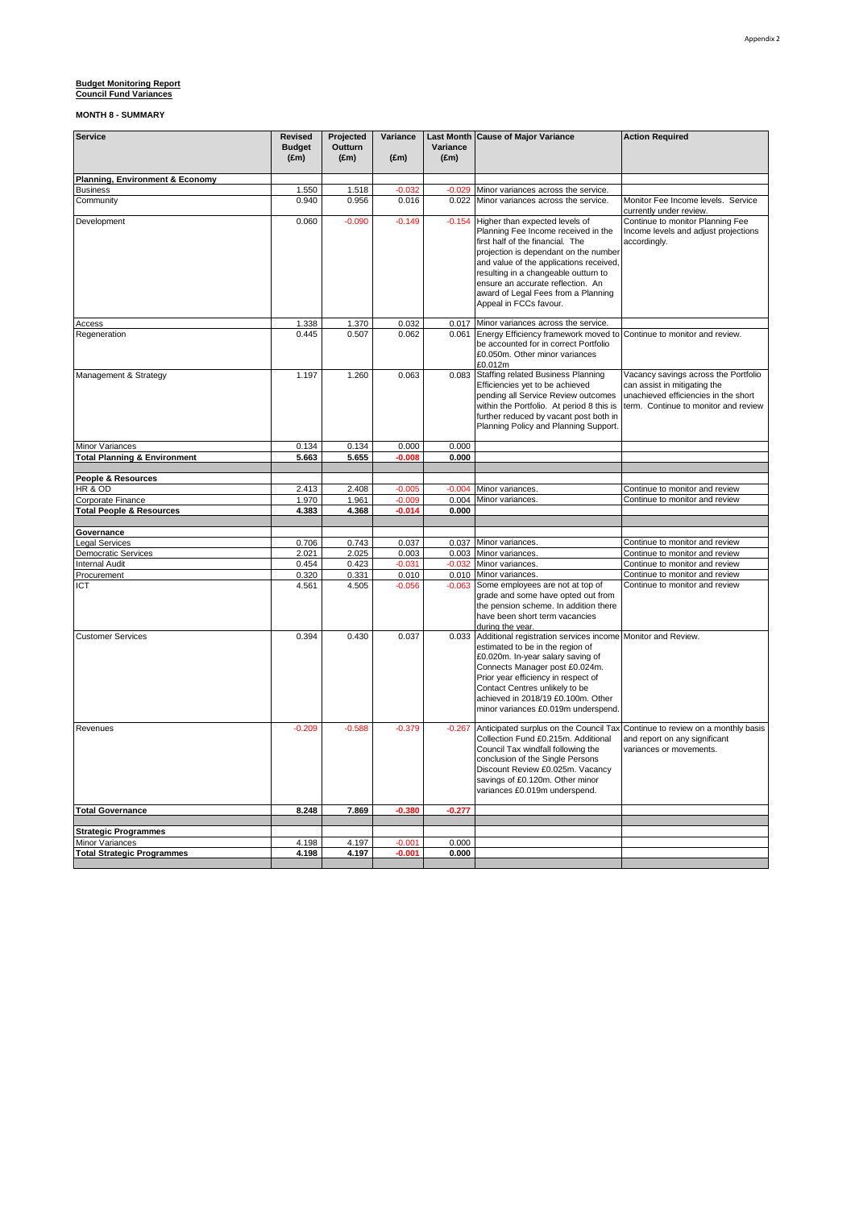**Budget Monitoring Report**
**Council Fund Variances**

**MONTH 8 - SUMMARY**

| Service | Revised Budget (£m) | Projected Outturn (£m) | Variance (£m) | Last Month Variance (£m) | Cause of Major Variance | Action Required |
|---|---|---|---|---|---|---|
| **Planning, Environment & Economy** | | | | | | |
| Business | 1.550 | 1.518 | -0.032 | -0.029 | Minor variances across the service. | |
| Community | 0.940 | 0.956 | 0.016 | 0.022 | Minor variances across the service. | Monitor Fee Income levels. Service currently under review. |
| Development | 0.060 | -0.090 | -0.149 | -0.154 | Higher than expected levels of Planning Fee Income received in the first half of the financial. The projection is dependant on the number and value of the applications received, resulting in a changeable outturn to ensure an accurate reflection. An award of Legal Fees from a Planning Appeal in FCCs favour. | Continue to monitor Planning Fee Income levels and adjust projections accordingly. |
| Access | 1.338 | 1.370 | 0.032 | 0.017 | Minor variances across the service. | |
| Regeneration | 0.445 | 0.507 | 0.062 | 0.061 | Energy Efficiency framework moved to be accounted for in correct Portfolio £0.050m. Other minor variances £0.012m | Continue to monitor and review. |
| Management & Strategy | 1.197 | 1.260 | 0.063 | 0.083 | Staffing related Business Planning Efficiencies yet to be achieved pending all Service Review outcomes within the Portfolio. At period 8 this is further reduced by vacant post both in Planning Policy and Planning Support. | Vacancy savings across the Portfolio can assist in mitigating the unachieved efficiencies in the short term. Continue to monitor and review |
| Minor Variances | 0.134 | 0.134 | 0.000 | 0.000 | | |
| **Total Planning & Environment** | **5.663** | **5.655** | **-0.008** | **0.000** | | |
| | | | | | | |
| **People & Resources** | | | | | | |
| HR & OD | 2.413 | 2.408 | -0.005 | -0.004 | Minor variances. | Continue to monitor and review |
| Corporate Finance | 1.970 | 1.961 | -0.009 | 0.004 | Minor variances. | Continue to monitor and review |
| **Total People & Resources** | **4.383** | **4.368** | **-0.014** | **0.000** | | |
| | | | | | | |
| **Governance** | | | | | | |
| Legal Services | 0.706 | 0.743 | 0.037 | 0.037 | Minor variances. | Continue to monitor and review |
| Democratic Services | 2.021 | 2.025 | 0.003 | 0.003 | Minor variances. | Continue to monitor and review |
| Internal Audit | 0.454 | 0.423 | -0.031 | -0.032 | Minor variances. | Continue to monitor and review |
| Procurement | 0.320 | 0.331 | 0.010 | 0.010 | Minor variances. | Continue to monitor and review |
| ICT | 4.561 | 4.505 | -0.056 | -0.063 | Some employees are not at top of grade and some have opted out from the pension scheme. In addition there have been short term vacancies during the year. | Continue to monitor and review |
| Customer Services | 0.394 | 0.430 | 0.037 | 0.033 | Additional registration services income estimated to be in the region of £0.020m. In-year salary saving of Connects Manager post £0.024m. Prior year efficiency in respect of Contact Centres unlikely to be achieved in 2018/19 £0.100m. Other minor variances £0.019m underspend. | Monitor and Review. |
| Revenues | -0.209 | -0.588 | -0.379 | -0.267 | Anticipated surplus on the Council Tax Collection Fund £0.215m. Additional Council Tax windfall following the conclusion of the Single Persons Discount Review £0.025m. Vacancy savings of £0.120m. Other minor variances £0.019m underspend. | Continue to review on a monthly basis and report on any significant variances or movements. |
| **Total Governance** | **8.248** | **7.869** | **-0.380** | **-0.277** | | |
| | | | | | | |
| **Strategic Programmes** | | | | | | |
| Minor Variances | 4.198 | 4.197 | -0.001 | 0.000 | | |
| **Total Strategic Programmes** | **4.198** | **4.197** | **-0.001** | **0.000** | | |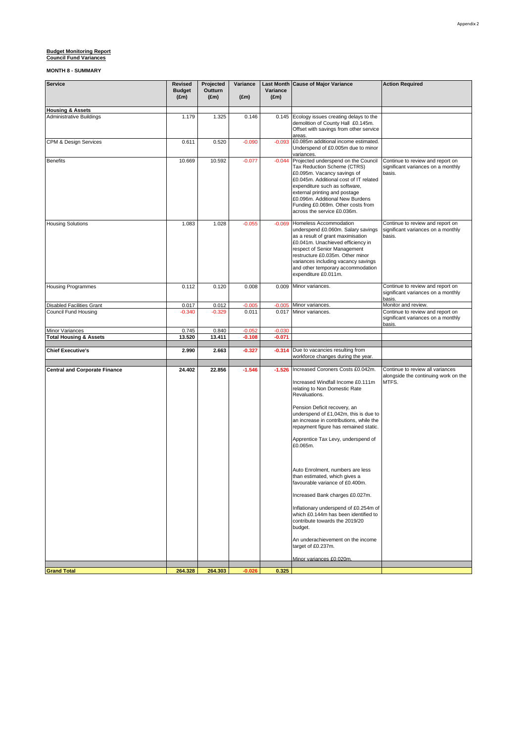Appendix 2

**Budget Monitoring Report**
**Council Fund Variances**

**MONTH 8 - SUMMARY**

| Service | Revised Budget (£m) | Projected Outturn (£m) | Variance (£m) | Last Month Variance (£m) | Cause of Major Variance | Action Required |
|---|---|---|---|---|---|---|
| **Housing & Assets** | | | | | | |
| Administrative Buildings | 1.179 | 1.325 | 0.146 | 0.145 | Ecology issues creating delays to the demolition of County Hall £0.145m. Offset with savings from other service areas. | |
| CPM & Design Services | 0.611 | 0.520 | -0.090 | -0.093 | £0.085m additional income estimated. Underspend of £0.005m due to minor variances. | |
| Benefits | 10.669 | 10.592 | -0.077 | -0.044 | Projected underspend on the Council Tax Reduction Scheme (CTRS) £0.095m. Vacancy savings of £0.045m. Additional cost of IT related expenditure such as software, external printing and postage £0.096m. Additional New Burdens Funding £0.069m. Other costs from across the service £0.036m. | Continue to review and report on significant variances on a monthly basis. |
| Housing Solutions | 1.083 | 1.028 | -0.055 | -0.069 | Homeless Accommodation underspend £0.060m. Salary savings as a result of grant maximisation £0.041m. Unachieved efficiency in respect of Senior Management restructure £0.035m. Other minor variances including vacancy savings and other temporary accommodation expenditure £0.011m. | Continue to review and report on significant variances on a monthly basis. |
| Housing Programmes | 0.112 | 0.120 | 0.008 | 0.009 | Minor variances. | Continue to review and report on significant variances on a monthly basis. |
| Disabled Facilities Grant | 0.017 | 0.012 | -0.005 | -0.005 | Minor variances. | Monitor and review. |
| Council Fund Housing | -0.340 | -0.329 | 0.011 | 0.017 | Minor variances. | Continue to review and report on significant variances on a monthly basis. |
| Minor Variances | 0.745 | 0.840 | -0.052 | -0.030 | | |
| **Total Housing & Assets** | **13.520** | **13.411** | **-0.108** | **-0.071** | | |
| | | | | | | |
| **Chief Executive's** | **2.990** | **2.663** | **-0.327** | **-0.314** | Due to vacancies resulting from workforce changes during the year. | |
| | | | | | | |
| **Central and Corporate Finance** | **24.402** | **22.856** | **-1.546** | **-1.526** | Increased Coroners Costs £0.042m.<br><br>Increased Windfall Income £0.111m relating to Non Domestic Rate Revaluations.<br><br>Pension Deficit recovery, an underspend of £1,042m, this is due to an increase in contributions, while the repayment figure has remained static.<br><br>Apprentice Tax Levy, underspend of £0.065m.<br><br>Auto Enrolment, numbers are less than estimated, which gives a favourable variance of £0.400m.<br><br>Increased Bank charges £0.027m.<br><br>Inflationary underspend of £0.254m of which £0.144m has been identified to contribute towards the 2019/20 budget.<br><br>An underachievement on the income target of £0.237m.<br><br>Minor variances £0.020m. | Continue to review all variances alongside the continuing work on the MTFS. |
| | | | | | | |
| **Grand Total** | **264.328** | **264.303** | **-0.026** | **0.325** | | |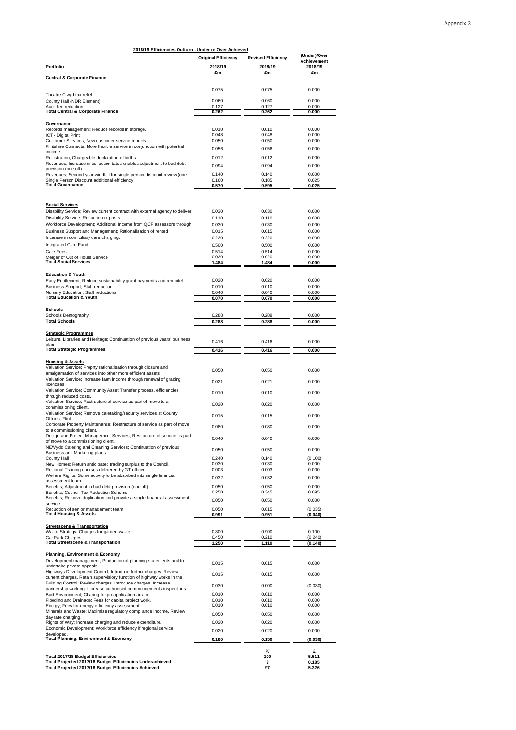Appendix 3

**2018/19 Efficiencies Outturn - Under or Over Achieved**

| Portfolio | Original Efficiency 2018/19 £m | Revised Efficiency 2018/19 £m | (Under)/Over Achievement 2018/19 £m |
|---|---|---|---|
| **Central & Corporate Finance** | | | |
| Theatre Clwyd tax relief | 0.075 | 0.075 | 0.000 |
| County Hall (NDR Element) | 0.060 | 0.060 | 0.000 |
| Audit fee reduction | 0.127 | 0.127 | 0.000 |
| **Total Central & Corporate Finance** | **0.262** | **0.262** | **0.000** |
| **Governance** | | | |
| Records management; Reduce records in storage. | 0.010 | 0.010 | 0.000 |
| ICT - Digital Print | 0.048 | 0.048 | 0.000 |
| Customer Services; New customer service models | 0.050 | 0.050 | 0.000 |
| Flintshire Connects; More flexible service in conjunction with potential income | 0.056 | 0.056 | 0.000 |
| Registration; Chargeable declaration of births | 0.012 | 0.012 | 0.000 |
| Revenues; Increase in collection tates enables adjustment to bad debt provision (one off). | 0.094 | 0.094 | 0.000 |
| Revenues; Second year windfall for single person discount review (one | 0.140 | 0.140 | 0.000 |
| Single Person Discount additional efficiency | 0.160 | 0.185 | 0.025 |
| **Total Governance** | **0.570** | **0.595** | **0.025** |
| **Social Services** | | | |
| Disability Service; Review current contract with external agency to deliver | 0.030 | 0.030 | 0.000 |
| Disability Service; Reduction of posts. | 0.110 | 0.110 | 0.000 |
| Workforce Development; Additional Income from QCF assessors through | 0.030 | 0.030 | 0.000 |
| Business Support and Management; Rationalisation of rented | 0.015 | 0.015 | 0.000 |
| Increase in domiciliary care charging. | 0.220 | 0.220 | 0.000 |
| Integrated Care Fund | 0.500 | 0.500 | 0.000 |
| Care Fees | 0.514 | 0.514 | 0.000 |
| Merger of Out of Hours Service | 0.020 | 0.020 | 0.000 |
| **Total Social Services** | **1.484** | **1.484** | **0.000** |
| **Education & Youth** | | | |
| Early Entitlement; Reduce sustainability grant payments and remodel | 0.020 | 0.020 | 0.000 |
| Business Support; Staff reduction | 0.010 | 0.010 | 0.000 |
| Nursery Education; Staff reductions | 0.040 | 0.040 | 0.000 |
| **Total Education & Youth** | **0.070** | **0.070** | **0.000** |
| **Schools** | | | |
| Schools Demography | 0.288 | 0.288 | 0.000 |
| **Total Schools** | **0.288** | **0.288** | **0.000** |
| **Strategic Programmes** | | | |
| Leisure, Libraries and Heritage; Continuation of previous years' business plan | 0.416 | 0.416 | 0.000 |
| **Total Strategic Programmes** | **0.416** | **0.416** | **0.000** |
| **Housing & Assets** | | | |
| Valuation Service; Proprty rationa;isation through closure and amalgamation of services into other more efficient assets. | 0.050 | 0.050 | 0.000 |
| Valuation Service; Increase farm income through renewal of grazing licencses. | 0.021 | 0.021 | 0.000 |
| Valuation Service; Community Asset Transfer process, efficiencies through reduced costs. | 0.010 | 0.010 | 0.000 |
| Valuation Service; Restructure of service as part of move to a commissioning client. | 0.020 | 0.020 | 0.000 |
| Valuation Service; Remove caretaking/security services at County Offices, Flint. | 0.015 | 0.015 | 0.000 |
| Corporate Property Maintenance; Restructure of service as part of move to a commissioning client. | 0.080 | 0.080 | 0.000 |
| Design and Project Management Services; Restructure of service as part of move to a commissioning client. | 0.040 | 0.040 | 0.000 |
| NEWydd Catering and Cleaning Services; Continuation of previous Business and Marketing plans. | 0.050 | 0.050 | 0.000 |
| County Hall | 0.240 | 0.140 | (0.100) |
| New Homes; Return anticipated trading surplus to the Council. | 0.030 | 0.030 | 0.000 |
| Regional Training courses delivered by GT officer | 0.003 | 0.003 | 0.000 |
| Welfare Rights; Some activity to be absorbed into single financial assessment team. | 0.032 | 0.032 | 0.000 |
| Benefits; Adjustment to bad debt provision (one off). | 0.050 | 0.050 | 0.000 |
| Benefits; Council Tax Reduction Scheme. | 0.250 | 0.345 | 0.095 |
| Benefits; Remove duplication and provide a single financial assessment service. | 0.050 | 0.050 | 0.000 |
| Reduction of senior management team | 0.050 | 0.015 | (0.035) |
| **Total Housing & Assets** | **0.991** | **0.951** | **(0.040)** |
| **Streetscene & Transportation** | | | |
| Waste Strategy; Charges for garden waste | 0.800 | 0.900 | 0.100 |
| Car Park Charges | 0.450 | 0.210 | (0.240) |
| **Total Streetscene & Transportation** | **1.250** | **1.110** | **(0.140)** |
| **Planning, Environment & Economy** | | | |
| Development management; Production of planning statements and to undertake private appeals | 0.015 | 0.015 | 0.000 |
| Highways Development Control; Introduce further charges. Review current charges. Retain supervisiory function of highway works in the | 0.015 | 0.015 | 0.000 |
| Building Control; Review charges. Introduce charges. Increase partnership working. Increase authorised commencements inspections. | 0.030 | 0.000 | (0.030) |
| Built Environment; Charing for preapplication advice | 0.010 | 0.010 | 0.000 |
| Flooding and Drainage; Fees for capital project work. | 0.010 | 0.010 | 0.000 |
| Energy; Fees for energy efficiency assessment. | 0.010 | 0.010 | 0.000 |
| Minerals and Waste; Maximise regulatory compliance income. Review day rate charging. | 0.050 | 0.050 | 0.000 |
| Rights of Way; Increase charging and reduce expenditure. | 0.020 | 0.020 | 0.000 |
| Economic Development; Workforce efficiency if regional service developed. | 0.020 | 0.020 | 0.000 |
| **Total Planning, Environment & Economy** | **0.180** | **0.150** | **(0.030)** |

| | | % | £ |
|---|---|---|---|
| **Total 2017/18 Budget Efficiencies** | | **100** | **5.511** |
| **Total Projected 2017/18 Budget Efficiencies Underachieved** | | **3** | **0.185** |
| **Total Projected 2017/18 Budget Efficiencies Achieved** | | **97** | **5.326** |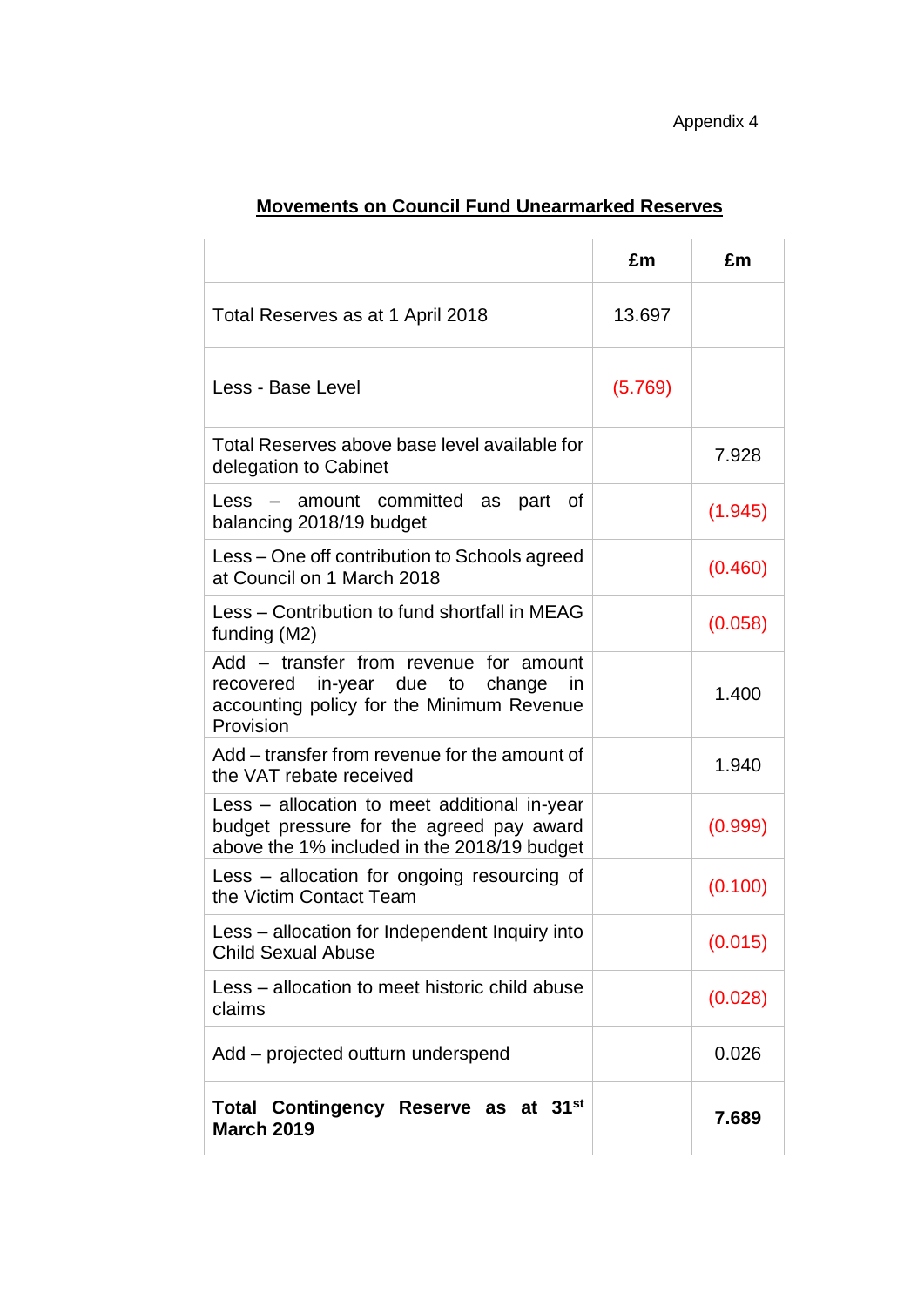Appendix 4

**Movements on Council Fund Unearmarked Reserves**

| | £m | £m |
|---|---|---|
| Total Reserves as at 1 April 2018 | 13.697 | |
| Less - Base Level | (5.769) | |
| Total Reserves above base level available for delegation to Cabinet | | 7.928 |
| Less – amount committed as part of balancing 2018/19 budget | | (1.945) |
| Less – One off contribution to Schools agreed at Council on 1 March 2018 | | (0.460) |
| Less – Contribution to fund shortfall in MEAG funding (M2) | | (0.058) |
| Add – transfer from revenue for amount recovered in-year due to change in accounting policy for the Minimum Revenue Provision | | 1.400 |
| Add – transfer from revenue for the amount of the VAT rebate received | | 1.940 |
| Less – allocation to meet additional in-year budget pressure for the agreed pay award above the 1% included in the 2018/19 budget | | (0.999) |
| Less – allocation for ongoing resourcing of the Victim Contact Team | | (0.100) |
| Less – allocation for Independent Inquiry into Child Sexual Abuse | | (0.015) |
| Less – allocation to meet historic child abuse claims | | (0.028) |
| Add – projected outturn underspend | | 0.026 |
| **Total Contingency Reserve as at 31st March 2019** | | **7.689** |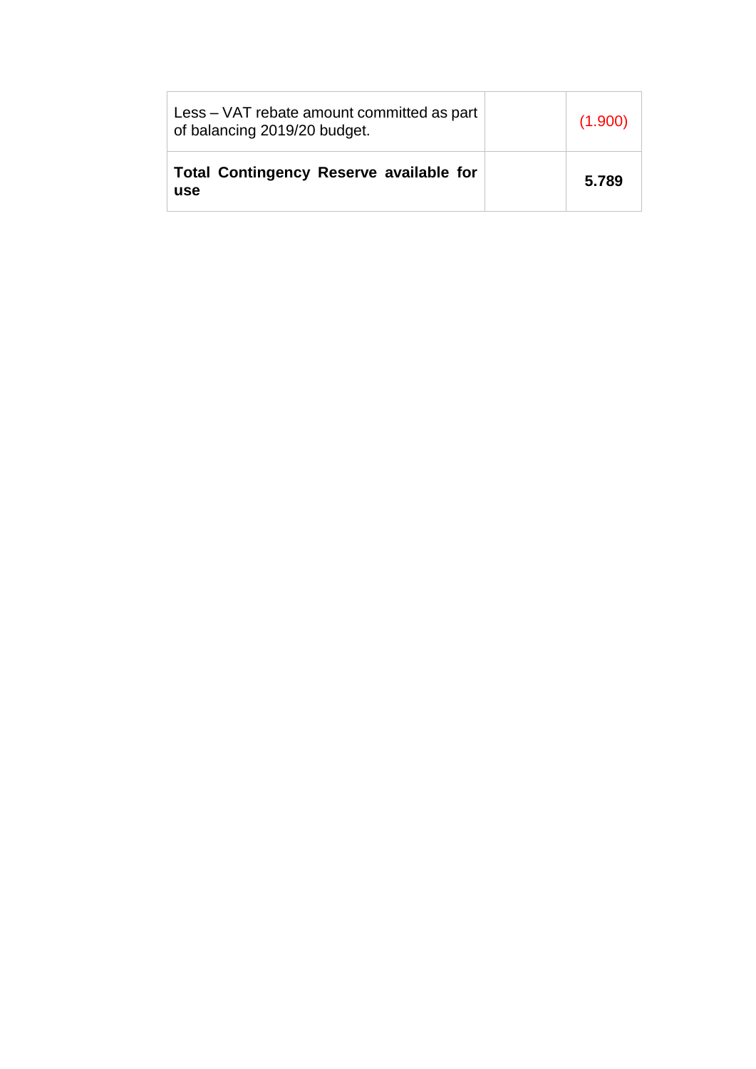| | | |
|---|---|---|
| Less – VAT rebate amount committed as part of balancing 2019/20 budget. | | (1.900) |
| **Total Contingency Reserve available for use** | | **5.789** |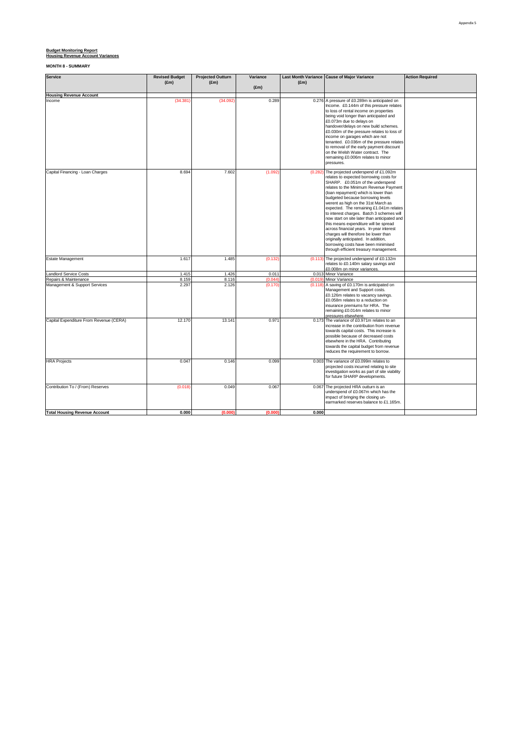Appendix 5

**Budget Monitoring Report**
**Housing Revenue Account Variances**

**MONTH 8 - SUMMARY**

| Service | Revised Budget (£m) | Projected Outturn (£m) | Variance (£m) | Last Month Variance (£m) | Cause of Major Variance | Action Required |
|---|---|---|---|---|---|---|
| **Housing Revenue Account** | | | | | | |
| Income | (34.381) | (34.092) | 0.289 | 0.276 | A pressure of £0.289m is anticipated on Income. £0.144m of this pressure relates to loss of rental income on properties being void longer than anticipated and £0.073m due to delays on handover/delays on new build schemes. £0.030m of the pressure relates to loss of income on garages which are not tenanted. £0.036m of the pressure relates to removal of the early payment discount on the Welsh Water contract. The remaining £0.006m relates to minor pressures. | |
| Capital Financing - Loan Charges | 8.694 | 7.602 | (1.092) | (0.282) | The projected underspend of £1.092m relates to expected borrowing costs for SHARP. £0.051m of the underspend relates to the Minimum Revenue Payment (loan repayment) which is lower than budgeted because borrowing levels werent as high on the 31st March as expected. The remaining £1.041m relates to interest charges. Batch 3 schemes will now start on site later than anticipated and this means expenditure will be spread across financial years. In-year interest charges will therefore be lower than originally anticipated. In addition, borrowing costs have been minimised through efficient treasury management. | |
| Estate Management | 1.617 | 1.485 | (0.132) | (0.113) | The projected underspend of £0.132m relates to £0.140m salary savings and £0.008m on minor variances. | |
| Landlord Service Costs | 1.415 | 1.426 | 0.011 | 0.013 | Minor Variance | |
| Repairs & Maintenance | 8.159 | 8.116 | (0.044) | (0.019) | Minor Variance | |
| Management & Support Services | 2.297 | 2.126 | (0.170) | (0.118) | A saving of £0.170m is anticipated on Management and Support costs. £0.126m relates to vacancy savings. £0.058m relates to a reduction on insurance premiums for HRA. The remaining £0.014m relates to minor pressures elsewhere. | |
| Capital Expenditure From Revenue (CERA) | 12.170 | 13.141 | 0.971 | 0.173 | The variance of £0.971m relates to an increase in the contribution from revenue towards capital costs. This increase is possible because of decreased costs elsewhere in the HRA. Contributing towards the capital budget from revenue reduces the requirement to borrow. | |
| HRA Projects | 0.047 | 0.146 | 0.099 | 0.003 | The variance of £0.099m relates to projected costs incurred relating to site investigation works as part of site viability for future SHARP developments. | |
| Contribution To / (From) Reserves | (0.018) | 0.049 | 0.067 | 0.067 | The projected HRA outturn is an underspend of £0.067m which has the impact of bringing the closing un-earmarked reserves balance to £1.165m. | |
| **Total Housing Revenue Account** | **0.000** | **(0.000)** | **(0.000)** | **0.000** | | |